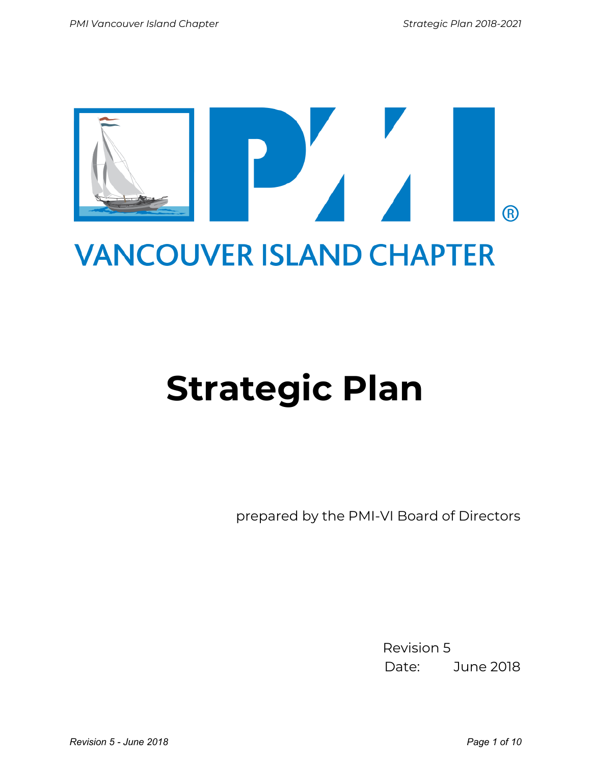PMI®

VANCOUVER ISLAND CHAPTER

# Strategic Plan

prepared by the PMI-VI Board of Directors

Revision 5

Date: June 2018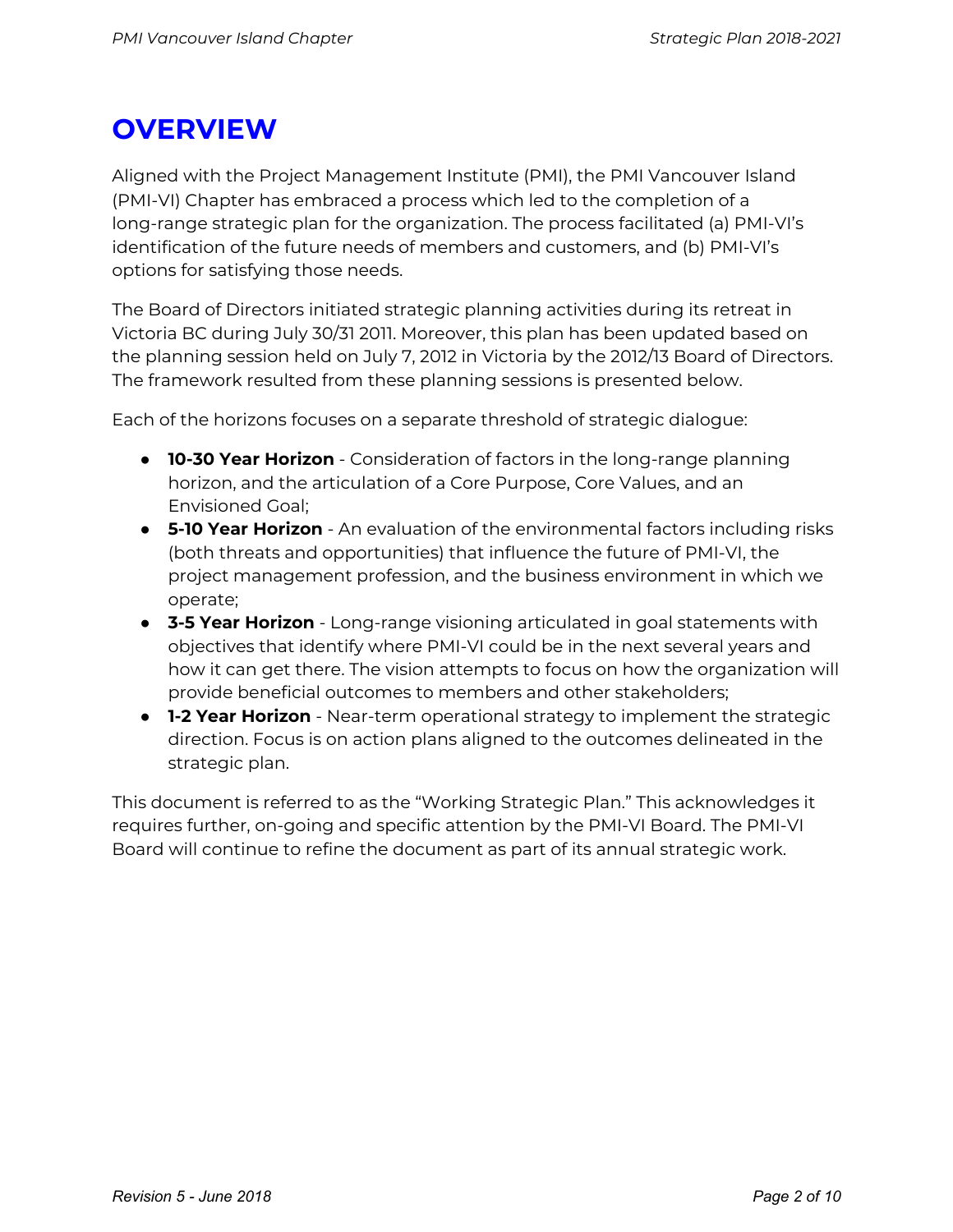# OVERVIEW

Aligned with the Project Management Institute (PMI), the PMI Vancouver Island (PMI-VI) Chapter has embraced a process which led to the completion of a long-range strategic plan for the organization. The process facilitated (a) PMI-VI's identification of the future needs of members and customers, and (b) PMI-VI's options for satisfying those needs.

The Board of Directors initiated strategic planning activities during its retreat in Victoria BC during July 30/31 2011. Moreover, this plan has been updated based on the planning session held on July 7, 2012 in Victoria by the 2012/13 Board of Directors. The framework resulted from these planning sessions is presented below.

Each of the horizons focuses on a separate threshold of strategic dialogue:

- **10-30 Year Horizon** - Consideration of factors in the long-range planning horizon, and the articulation of a Core Purpose, Core Values, and an Envisioned Goal;
- **5-10 Year Horizon** - An evaluation of the environmental factors including risks (both threats and opportunities) that influence the future of PMI-VI, the project management profession, and the business environment in which we operate;
- **3-5 Year Horizon** - Long-range visioning articulated in goal statements with objectives that identify where PMI-VI could be in the next several years and how it can get there. The vision attempts to focus on how the organization will provide beneficial outcomes to members and other stakeholders;
- **1-2 Year Horizon** - Near-term operational strategy to implement the strategic direction. Focus is on action plans aligned to the outcomes delineated in the strategic plan.

This document is referred to as the "Working Strategic Plan." This acknowledges it requires further, on-going and specific attention by the PMI-VI Board. The PMI-VI Board will continue to refine the document as part of its annual strategic work.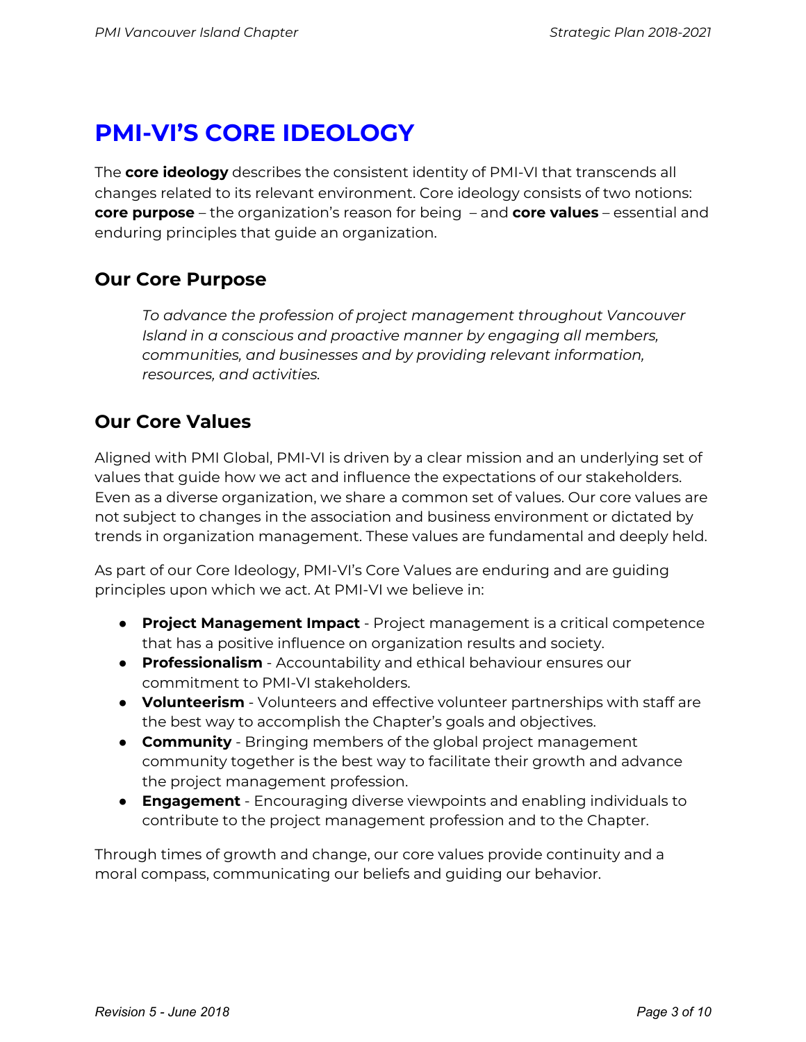# PMI-VI'S CORE IDEOLOGY

The **core ideology** describes the consistent identity of PMI-VI that transcends all changes related to its relevant environment. Core ideology consists of two notions: **core purpose** – the organization's reason for being – and **core values** – essential and enduring principles that guide an organization.

## Our Core Purpose

> *To advance the profession of project management throughout Vancouver Island in a conscious and proactive manner by engaging all members, communities, and businesses and by providing relevant information, resources, and activities.*

## Our Core Values

Aligned with PMI Global, PMI-VI is driven by a clear mission and an underlying set of values that guide how we act and influence the expectations of our stakeholders. Even as a diverse organization, we share a common set of values. Our core values are not subject to changes in the association and business environment or dictated by trends in organization management. These values are fundamental and deeply held.

As part of our Core Ideology, PMI-VI's Core Values are enduring and are guiding principles upon which we act. At PMI-VI we believe in:

- **Project Management Impact** - Project management is a critical competence that has a positive influence on organization results and society.
- **Professionalism** - Accountability and ethical behaviour ensures our commitment to PMI-VI stakeholders.
- **Volunteerism** - Volunteers and effective volunteer partnerships with staff are the best way to accomplish the Chapter's goals and objectives.
- **Community** - Bringing members of the global project management community together is the best way to facilitate their growth and advance the project management profession.
- **Engagement** - Encouraging diverse viewpoints and enabling individuals to contribute to the project management profession and to the Chapter.

Through times of growth and change, our core values provide continuity and a moral compass, communicating our beliefs and guiding our behavior.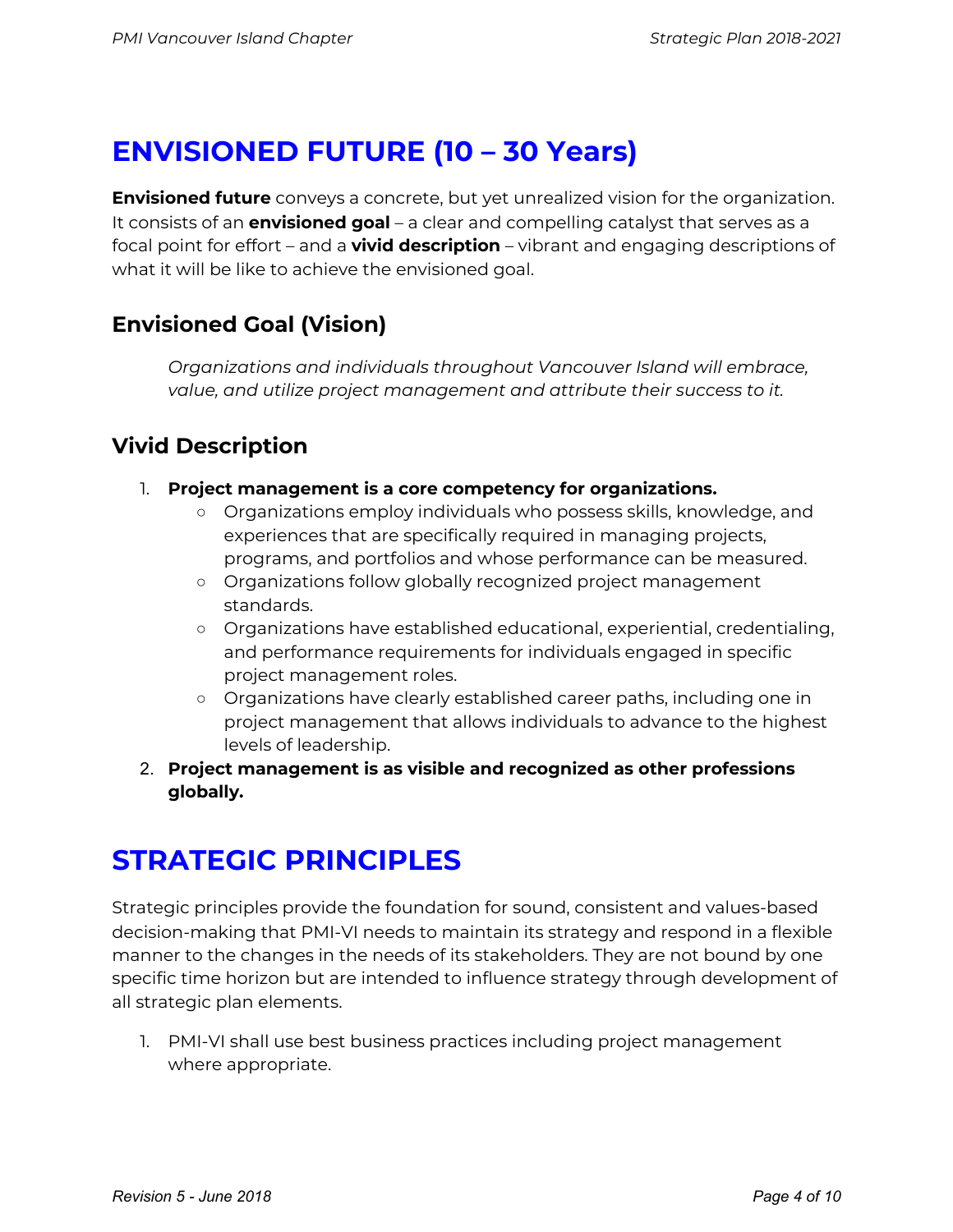# ENVISIONED FUTURE (10 – 30 Years)

**Envisioned future** conveys a concrete, but yet unrealized vision for the organization. It consists of an **envisioned goal** – a clear and compelling catalyst that serves as a focal point for effort – and a **vivid description** – vibrant and engaging descriptions of what it will be like to achieve the envisioned goal.

## Envisioned Goal (Vision)

> *Organizations and individuals throughout Vancouver Island will embrace, value, and utilize project management and attribute their success to it.*

## Vivid Description

1. **Project management is a core competency for organizations.**
   - Organizations employ individuals who possess skills, knowledge, and experiences that are specifically required in managing projects, programs, and portfolios and whose performance can be measured.
   - Organizations follow globally recognized project management standards.
   - Organizations have established educational, experiential, credentialing, and performance requirements for individuals engaged in specific project management roles.
   - Organizations have clearly established career paths, including one in project management that allows individuals to advance to the highest levels of leadership.
2. **Project management is as visible and recognized as other professions globally.**

# STRATEGIC PRINCIPLES

Strategic principles provide the foundation for sound, consistent and values-based decision-making that PMI-VI needs to maintain its strategy and respond in a flexible manner to the changes in the needs of its stakeholders. They are not bound by one specific time horizon but are intended to influence strategy through development of all strategic plan elements.

1. PMI-VI shall use best business practices including project management where appropriate.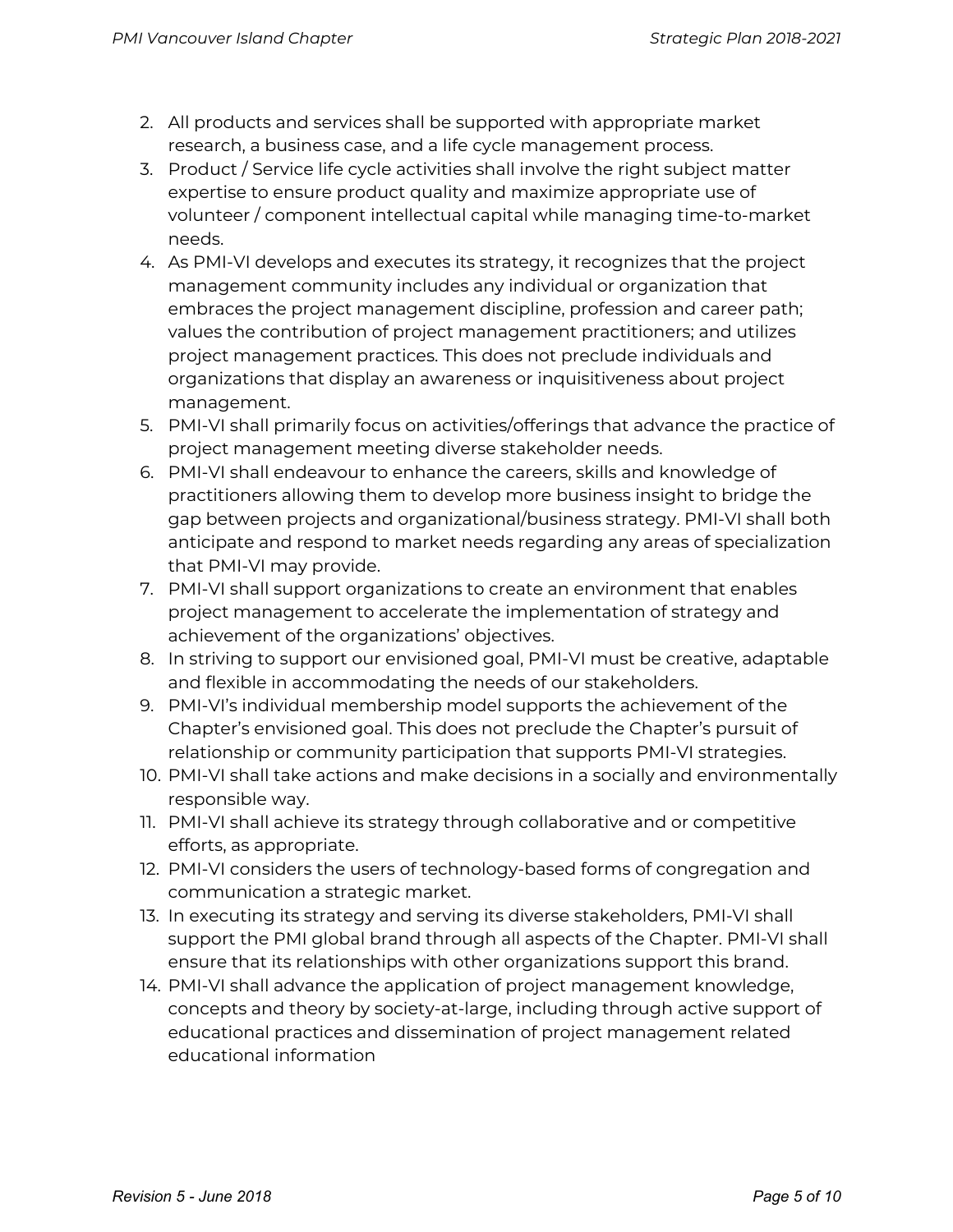2. All products and services shall be supported with appropriate market research, a business case, and a life cycle management process.
3. Product / Service life cycle activities shall involve the right subject matter expertise to ensure product quality and maximize appropriate use of volunteer / component intellectual capital while managing time-to-market needs.
4. As PMI-VI develops and executes its strategy, it recognizes that the project management community includes any individual or organization that embraces the project management discipline, profession and career path; values the contribution of project management practitioners; and utilizes project management practices. This does not preclude individuals and organizations that display an awareness or inquisitiveness about project management.
5. PMI-VI shall primarily focus on activities/offerings that advance the practice of project management meeting diverse stakeholder needs.
6. PMI-VI shall endeavour to enhance the careers, skills and knowledge of practitioners allowing them to develop more business insight to bridge the gap between projects and organizational/business strategy. PMI-VI shall both anticipate and respond to market needs regarding any areas of specialization that PMI-VI may provide.
7. PMI-VI shall support organizations to create an environment that enables project management to accelerate the implementation of strategy and achievement of the organizations' objectives.
8. In striving to support our envisioned goal, PMI-VI must be creative, adaptable and flexible in accommodating the needs of our stakeholders.
9. PMI-VI's individual membership model supports the achievement of the Chapter's envisioned goal. This does not preclude the Chapter's pursuit of relationship or community participation that supports PMI-VI strategies.
10. PMI-VI shall take actions and make decisions in a socially and environmentally responsible way.
11. PMI-VI shall achieve its strategy through collaborative and or competitive efforts, as appropriate.
12. PMI-VI considers the users of technology-based forms of congregation and communication a strategic market.
13. In executing its strategy and serving its diverse stakeholders, PMI-VI shall support the PMI global brand through all aspects of the Chapter. PMI-VI shall ensure that its relationships with other organizations support this brand.
14. PMI-VI shall advance the application of project management knowledge, concepts and theory by society-at-large, including through active support of educational practices and dissemination of project management related educational information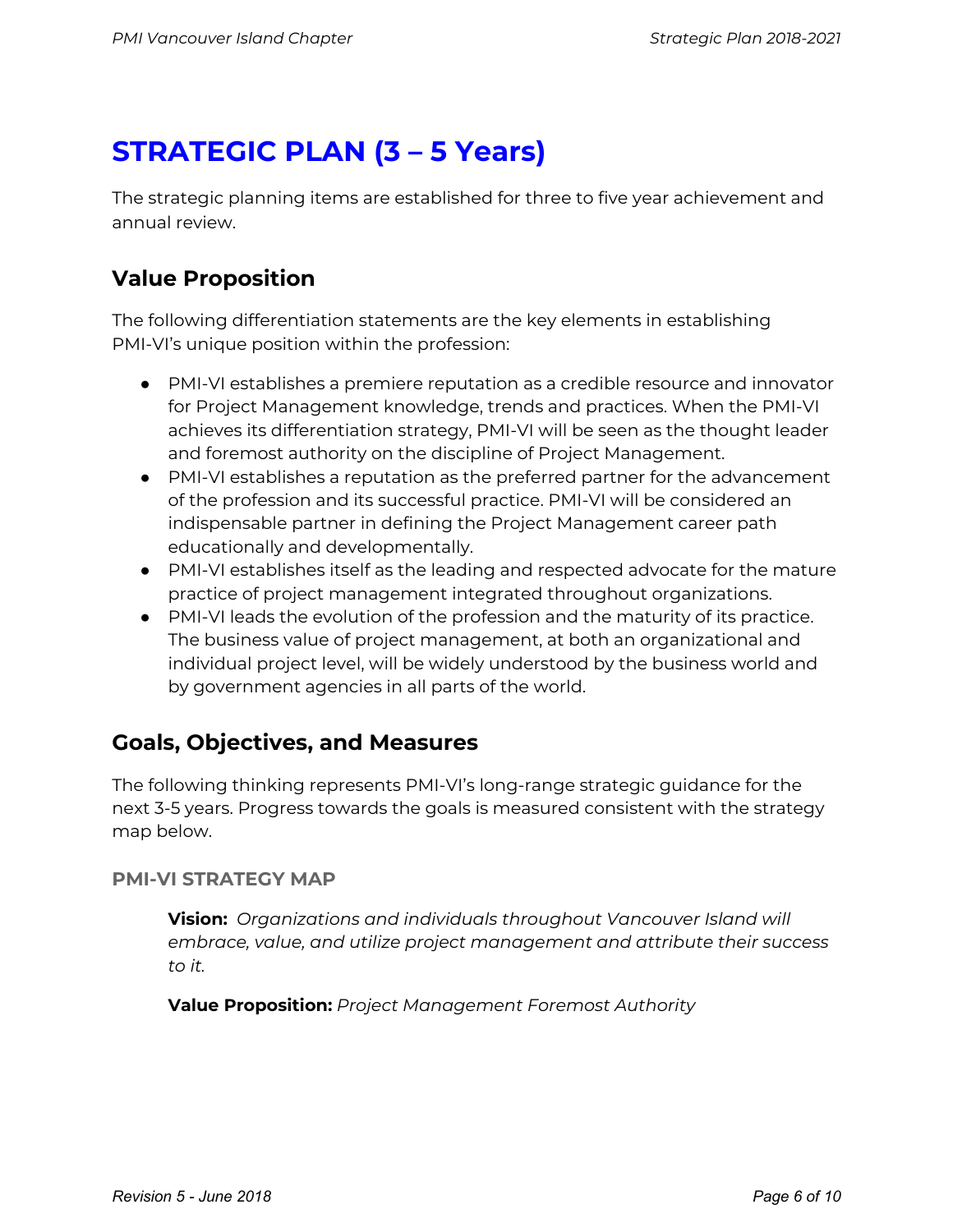# STRATEGIC PLAN (3 – 5 Years)

The strategic planning items are established for three to five year achievement and annual review.

## Value Proposition

The following differentiation statements are the key elements in establishing PMI-VI's unique position within the profession:

- PMI-VI establishes a premiere reputation as a credible resource and innovator for Project Management knowledge, trends and practices. When the PMI-VI achieves its differentiation strategy, PMI-VI will be seen as the thought leader and foremost authority on the discipline of Project Management.
- PMI-VI establishes a reputation as the preferred partner for the advancement of the profession and its successful practice. PMI-VI will be considered an indispensable partner in defining the Project Management career path educationally and developmentally.
- PMI-VI establishes itself as the leading and respected advocate for the mature practice of project management integrated throughout organizations.
- PMI-VI leads the evolution of the profession and the maturity of its practice. The business value of project management, at both an organizational and individual project level, will be widely understood by the business world and by government agencies in all parts of the world.

## Goals, Objectives, and Measures

The following thinking represents PMI-VI's long-range strategic guidance for the next 3-5 years. Progress towards the goals is measured consistent with the strategy map below.

### PMI-VI STRATEGY MAP

**Vision:** *Organizations and individuals throughout Vancouver Island will embrace, value, and utilize project management and attribute their success to it.*

**Value Proposition:** *Project Management Foremost Authority*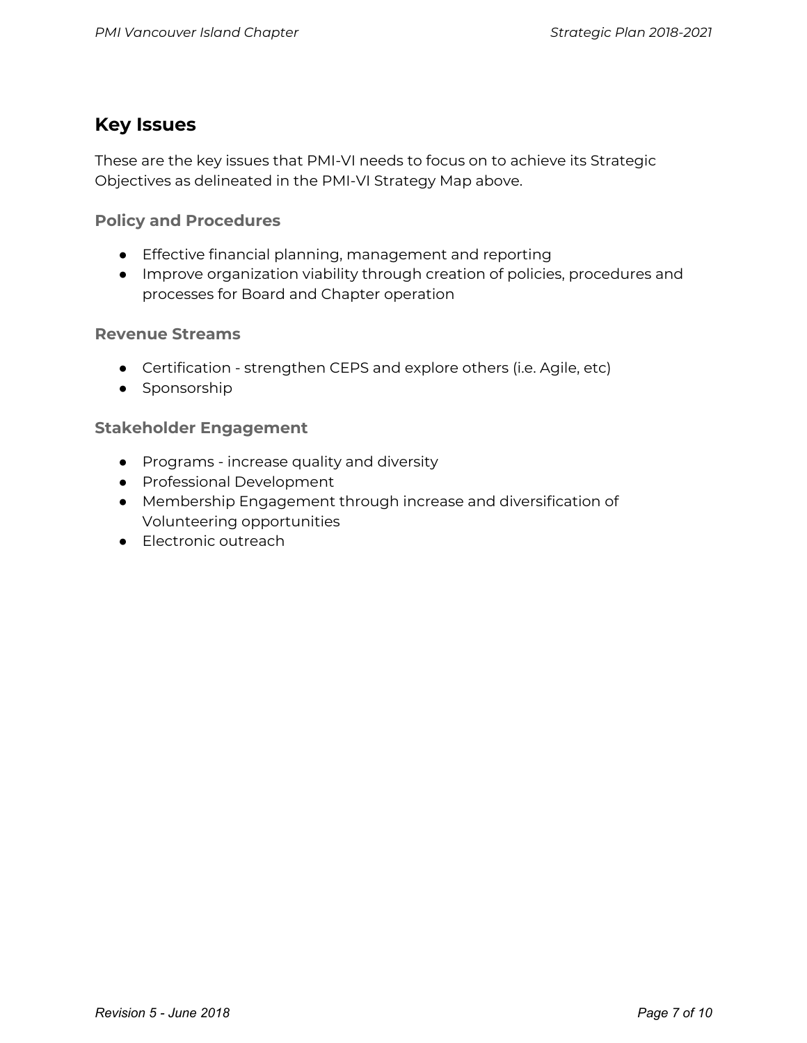## Key Issues

These are the key issues that PMI-VI needs to focus on to achieve its Strategic Objectives as delineated in the PMI-VI Strategy Map above.

### Policy and Procedures

- Effective financial planning, management and reporting
- Improve organization viability through creation of policies, procedures and processes for Board and Chapter operation

### Revenue Streams

- Certification - strengthen CEPS and explore others (i.e. Agile, etc)
- Sponsorship

### Stakeholder Engagement

- Programs - increase quality and diversity
- Professional Development
- Membership Engagement through increase and diversification of Volunteering opportunities
- Electronic outreach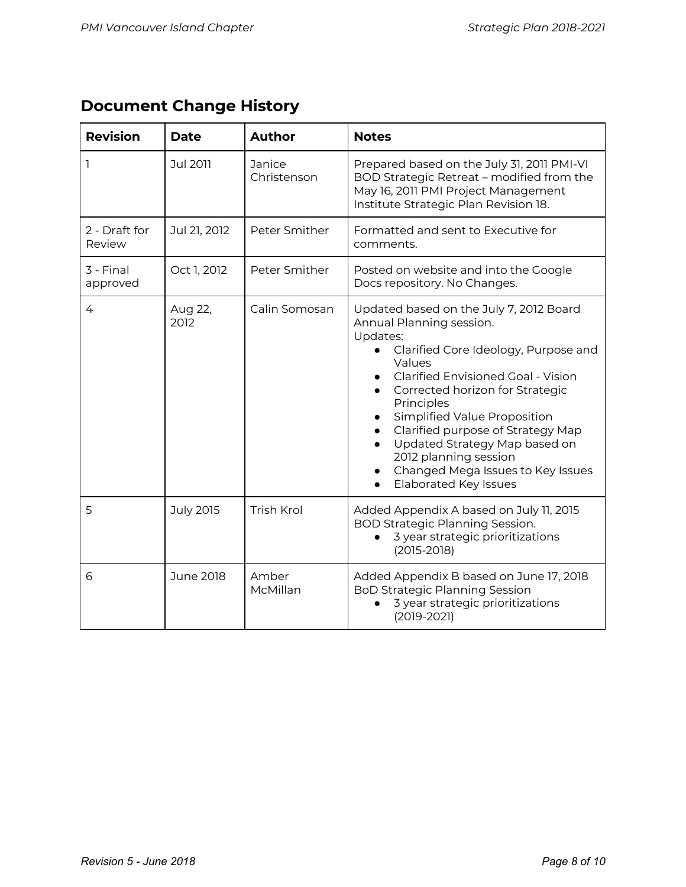## Document Change History

| Revision | Date | Author | Notes |
|---|---|---|---|
| 1 | Jul 2011 | Janice Christenson | Prepared based on the July 31, 2011 PMI-VI BOD Strategic Retreat – modified from the May 16, 2011 PMI Project Management Institute Strategic Plan Revision 18. |
| 2 - Draft for Review | Jul 21, 2012 | Peter Smither | Formatted and sent to Executive for comments. |
| 3 - Final approved | Oct 1, 2012 | Peter Smither | Posted on website and into the Google Docs repository. No Changes. |
| 4 | Aug 22, 2012 | Calin Somosan | Updated based on the July 7, 2012 Board Annual Planning session.<br>Updates:<br>● Clarified Core Ideology, Purpose and Values<br>● Clarified Envisioned Goal - Vision<br>● Corrected horizon for Strategic Principles<br>● Simplified Value Proposition<br>● Clarified purpose of Strategy Map<br>● Updated Strategy Map based on 2012 planning session<br>● Changed Mega Issues to Key Issues<br>● Elaborated Key Issues |
| 5 | July 2015 | Trish Krol | Added Appendix A based on July 11, 2015 BOD Strategic Planning Session.<br>● 3 year strategic prioritizations (2015-2018) |
| 6 | June 2018 | Amber McMillan | Added Appendix B based on June 17, 2018 BoD Strategic Planning Session<br>● 3 year strategic prioritizations (2019-2021) |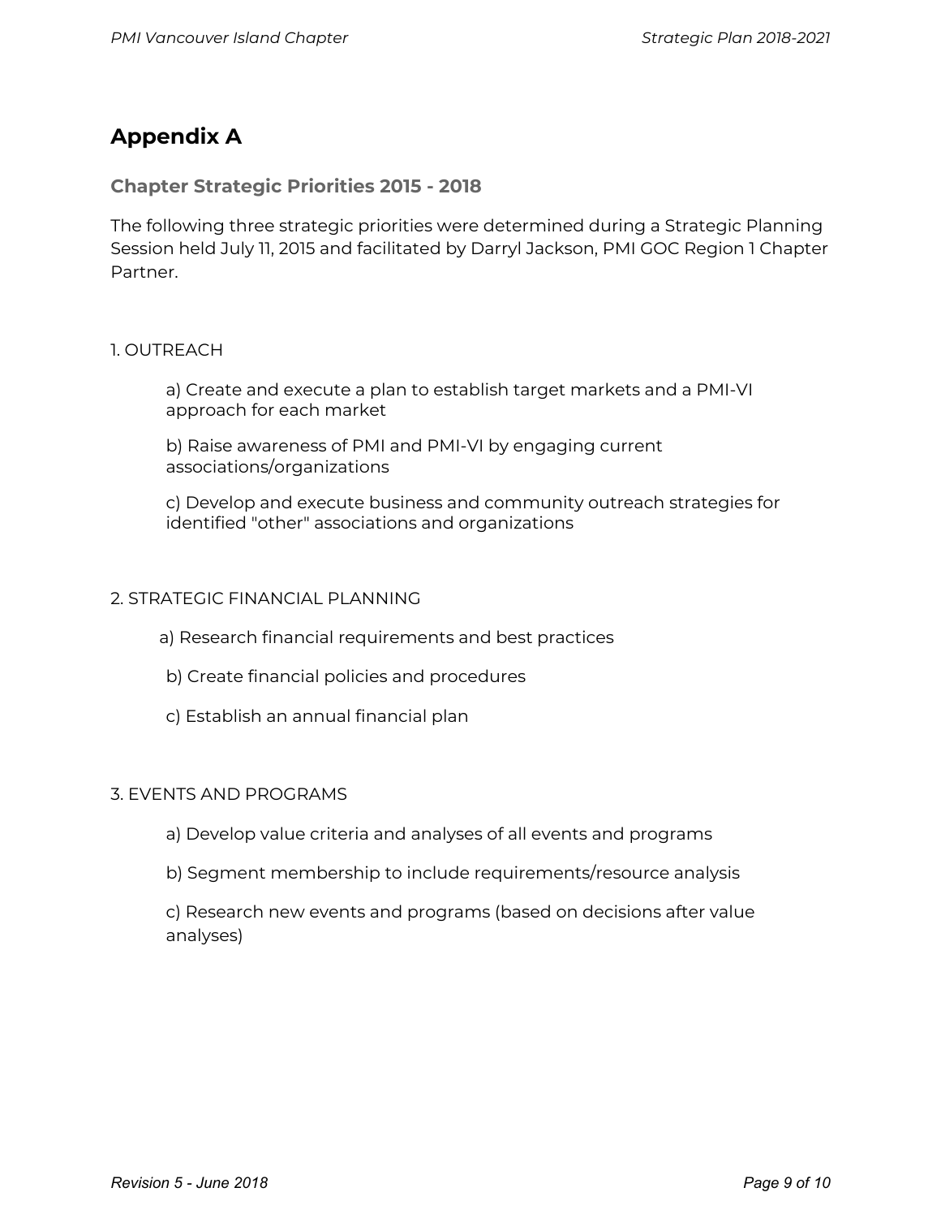# Appendix A

## Chapter Strategic Priorities 2015 - 2018

The following three strategic priorities were determined during a Strategic Planning Session held July 11, 2015 and facilitated by Darryl Jackson, PMI GOC Region 1 Chapter Partner.

1. OUTREACH

   a) Create and execute a plan to establish target markets and a PMI-VI approach for each market

   b) Raise awareness of PMI and PMI-VI by engaging current associations/organizations

   c) Develop and execute business and community outreach strategies for identified "other" associations and organizations

2. STRATEGIC FINANCIAL PLANNING

   a) Research financial requirements and best practices

   b) Create financial policies and procedures

   c) Establish an annual financial plan

3. EVENTS AND PROGRAMS

   a) Develop value criteria and analyses of all events and programs

   b) Segment membership to include requirements/resource analysis

   c) Research new events and programs (based on decisions after value analyses)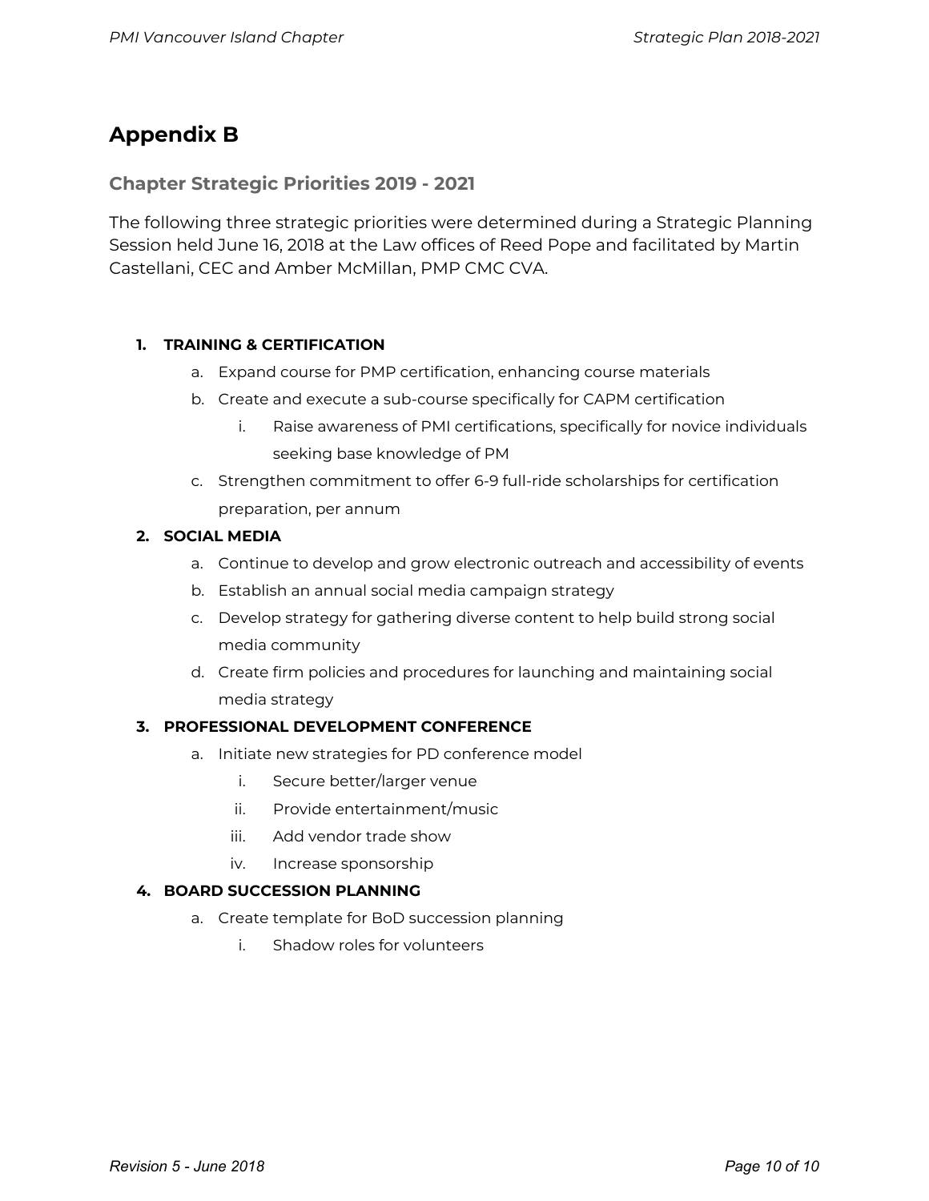# Appendix B

## Chapter Strategic Priorities 2019 - 2021

The following three strategic priorities were determined during a Strategic Planning Session held June 16, 2018 at the Law offices of Reed Pope and facilitated by Martin Castellani, CEC and Amber McMillan, PMP CMC CVA.

1. **TRAINING & CERTIFICATION**
   a. Expand course for PMP certification, enhancing course materials
   b. Create and execute a sub-course specifically for CAPM certification
      i. Raise awareness of PMI certifications, specifically for novice individuals seeking base knowledge of PM
   c. Strengthen commitment to offer 6-9 full-ride scholarships for certification preparation, per annum
2. **SOCIAL MEDIA**
   a. Continue to develop and grow electronic outreach and accessibility of events
   b. Establish an annual social media campaign strategy
   c. Develop strategy for gathering diverse content to help build strong social media community
   d. Create firm policies and procedures for launching and maintaining social media strategy
3. **PROFESSIONAL DEVELOPMENT CONFERENCE**
   a. Initiate new strategies for PD conference model
      i. Secure better/larger venue
      ii. Provide entertainment/music
      iii. Add vendor trade show
      iv. Increase sponsorship
4. **BOARD SUCCESSION PLANNING**
   a. Create template for BoD succession planning
      i. Shadow roles for volunteers